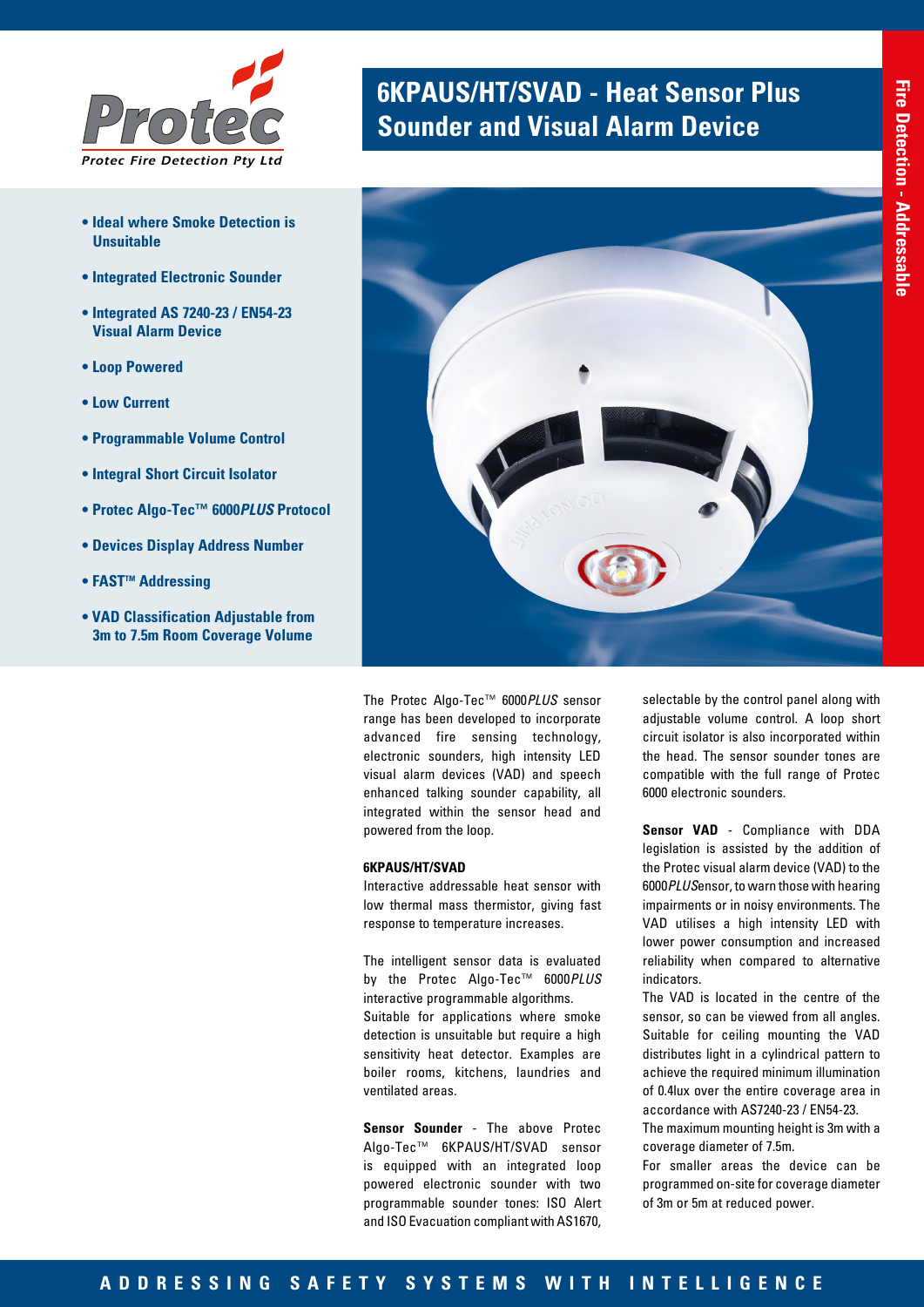Protec Fire Detection Pty Ltd

# 6KPAUS/HT/SVAD - Heat Sensor Plus Sounder and Visual Alarm Device

Fire Detection - Addressable

- **Ideal where Smoke Detection is Unsuitable**
- **Integrated Electronic Sounder**
- **Integrated AS 7240-23 / EN54-23 Visual Alarm Device**
- **Loop Powered**
- **Low Current**
- **Programmable Volume Control**
- **Integral Short Circuit Isolator**
- **Protec Algo-Tec™ 6000*PLUS* Protocol**
- **Devices Display Address Number**
- **FAST™ Addressing**
- **VAD Classification Adjustable from 3m to 7.5m Room Coverage Volume**

The Protec Algo-Tec™ 6000*PLUS* sensor range has been developed to incorporate advanced fire sensing technology, electronic sounders, high intensity LED visual alarm devices (VAD) and speech enhanced talking sounder capability, all integrated within the sensor head and powered from the loop.

**6KPAUS/HT/SVAD**

Interactive addressable heat sensor with low thermal mass thermistor, giving fast response to temperature increases.

The intelligent sensor data is evaluated by the Protec Algo-Tec™ 6000*PLUS* interactive programmable algorithms.

Suitable for applications where smoke detection is unsuitable but require a high sensitivity heat detector. Examples are boiler rooms, kitchens, laundries and ventilated areas.

**Sensor Sounder** - The above Protec Algo-Tec™ 6KPAUS/HT/SVAD sensor is equipped with an integrated loop powered electronic sounder with two programmable sounder tones: ISO Alert and ISO Evacuation compliant with AS1670, selectable by the control panel along with adjustable volume control. A loop short circuit isolator is also incorporated within the head. The sensor sounder tones are compatible with the full range of Protec 6000 electronic sounders.

**Sensor VAD** - Compliance with DDA legislation is assisted by the addition of the Protec visual alarm device (VAD) to the 6000*PLUS*ensor, to warn those with hearing impairments or in noisy environments. The VAD utilises a high intensity LED with lower power consumption and increased reliability when compared to alternative indicators.

The VAD is located in the centre of the sensor, so can be viewed from all angles. Suitable for ceiling mounting the VAD distributes light in a cylindrical pattern to achieve the required minimum illumination of 0.4lux over the entire coverage area in accordance with AS7240-23 / EN54-23.

The maximum mounting height is 3m with a coverage diameter of 7.5m.

For smaller areas the device can be programmed on-site for coverage diameter of 3m or 5m at reduced power.

ADDRESSING SAFETY SYSTEMS WITH INTELLIGENCE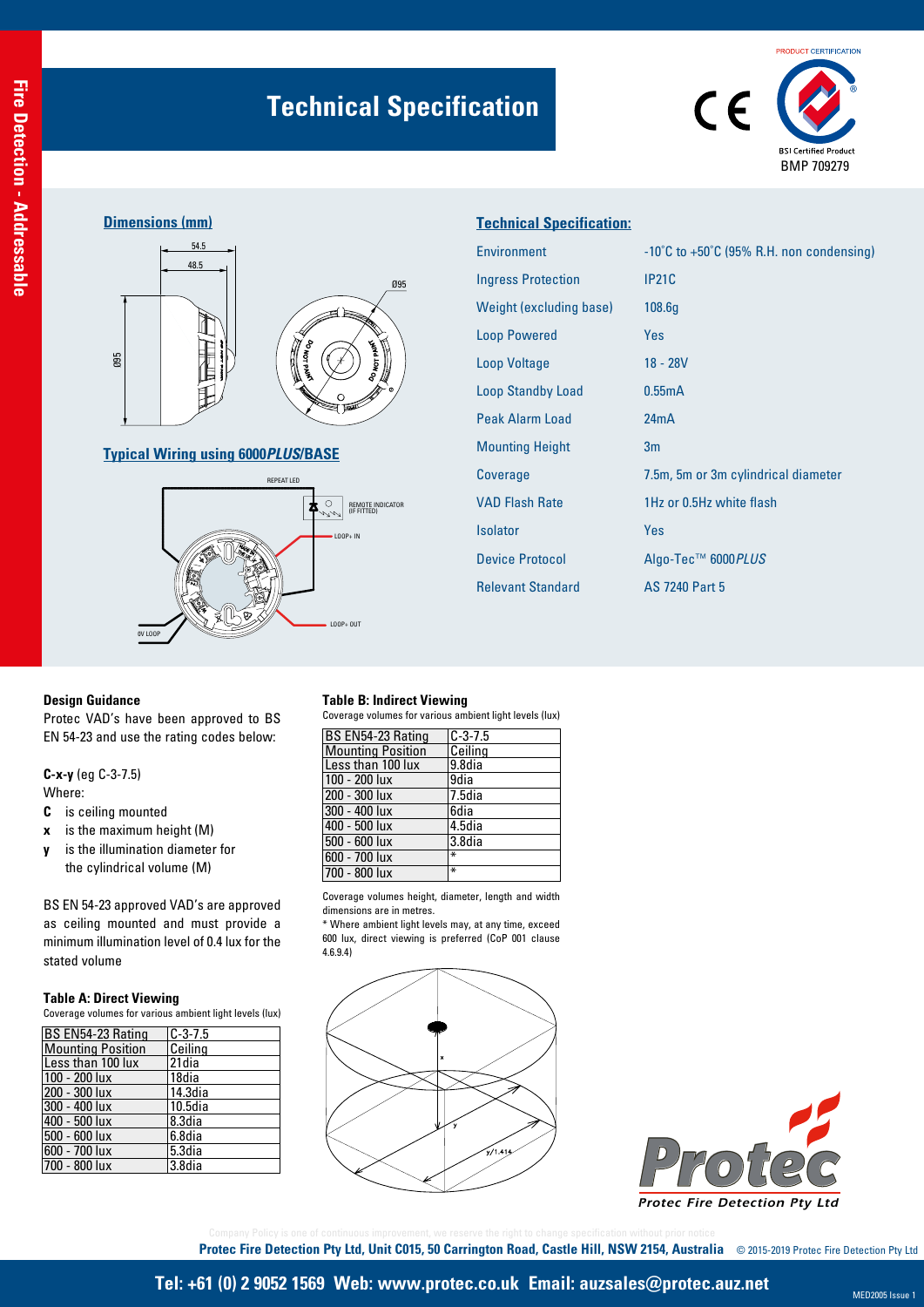# Technical Specification

BMP 709279

## Dimensions (mm)

54.5
48.5
Ø95
Ø95

## Typical Wiring using 6000*PLUS*/BASE

REPEAT LED
REMOTE INDICATOR (IF FITTED)
LOOP+ IN
LOOP+ OUT
0V LOOP

## Technical Specification:

| | |
|---|---|
| Environment | -10˚C to +50˚C (95% R.H. non condensing) |
| Ingress Protection | IP21C |
| Weight (excluding base) | 108.6g |
| Loop Powered | Yes |
| Loop Voltage | 18 - 28V |
| Loop Standby Load | 0.55mA |
| Peak Alarm Load | 24mA |
| Mounting Height | 3m |
| Coverage | 7.5m, 5m or 3m cylindrical diameter |
| VAD Flash Rate | 1Hz or 0.5Hz white flash |
| Isolator | Yes |
| Device Protocol | Algo-Tec™ 6000*PLUS* |
| Relevant Standard | AS 7240 Part 5 |

### Design Guidance

Protec VAD's have been approved to BS EN 54-23 and use the rating codes below:

**C-x-y** (eg C-3-7.5)

Where:

- **C** is ceiling mounted
- **x** is the maximum height (M)
- **y** is the illumination diameter for the cylindrical volume (M)

BS EN 54-23 approved VAD's are approved as ceiling mounted and must provide a minimum illumination level of 0.4 lux for the stated volume

### Table A: Direct Viewing

Coverage volumes for various ambient light levels (lux)

| BS EN54-23 Rating | C-3-7.5 |
|---|---|
| Mounting Position | Ceiling |
| Less than 100 lux | 21dia |
| 100 - 200 lux | 18dia |
| 200 - 300 lux | 14.3dia |
| 300 - 400 lux | 10.5dia |
| 400 - 500 lux | 8.3dia |
| 500 - 600 lux | 6.8dia |
| 600 - 700 lux | 5.3dia |
| 700 - 800 lux | 3.8dia |

### Table B: Indirect Viewing

Coverage volumes for various ambient light levels (lux)

| BS EN54-23 Rating | C-3-7.5 |
|---|---|
| Mounting Position | Ceiling |
| Less than 100 lux | 9.8dia |
| 100 - 200 lux | 9dia |
| 200 - 300 lux | 7.5dia |
| 300 - 400 lux | 6dia |
| 400 - 500 lux | 4.5dia |
| 500 - 600 lux | 3.8dia |
| 600 - 700 lux | * |
| 700 - 800 lux | * |

Coverage volumes height, diameter, length and width dimensions are in metres.

* Where ambient light levels may, at any time, exceed 600 lux, direct viewing is preferred (CoP 001 clause 4.6.9.4)

x
y
y/1.414

Protec Fire Detection Pty Ltd

Company Policy is one of continuous improvement, we reserve the right to change specification without prior notice

**Protec Fire Detection Pty Ltd, Unit C015, 50 Carrington Road, Castle Hill, NSW 2154, Australia** © 2015-2019 Protec Fire Detection Pty Ltd

**Tel: +61 (0) 2 9052 1569 Web: www.protec.co.uk Email: auzsales@protec.auz.net**

MED2005 Issue 1